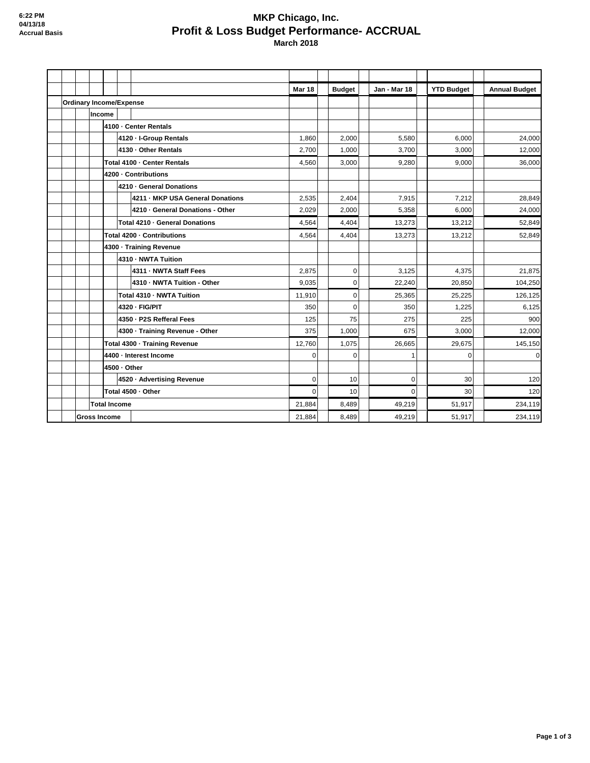6:22 PM
04/13/18
Accrual Basis

# MKP Chicago, Inc.
## Profit & Loss Budget Performance- ACCRUAL
### March 2018

| | Mar 18 | Budget | Jan - Mar 18 | YTD Budget | Annual Budget |
|---|---|---|---|---|---|
| **Ordinary Income/Expense** | | | | | |
| **Income** | | | | | |
| **4100 · Center Rentals** | | | | | |
| **4120 · I-Group Rentals** | 1,860 | 2,000 | 5,580 | 6,000 | 24,000 |
| **4130 · Other Rentals** | 2,700 | 1,000 | 3,700 | 3,000 | 12,000 |
| **Total 4100 · Center Rentals** | 4,560 | 3,000 | 9,280 | 9,000 | 36,000 |
| **4200 · Contributions** | | | | | |
| **4210 · General Donations** | | | | | |
| **4211 · MKP USA General Donations** | 2,535 | 2,404 | 7,915 | 7,212 | 28,849 |
| **4210 · General Donations - Other** | 2,029 | 2,000 | 5,358 | 6,000 | 24,000 |
| **Total 4210 · General Donations** | 4,564 | 4,404 | 13,273 | 13,212 | 52,849 |
| **Total 4200 · Contributions** | 4,564 | 4,404 | 13,273 | 13,212 | 52,849 |
| **4300 · Training Revenue** | | | | | |
| **4310 · NWTA Tuition** | | | | | |
| **4311 · NWTA Staff Fees** | 2,875 | 0 | 3,125 | 4,375 | 21,875 |
| **4310 · NWTA Tuition - Other** | 9,035 | 0 | 22,240 | 20,850 | 104,250 |
| **Total 4310 · NWTA Tuition** | 11,910 | 0 | 25,365 | 25,225 | 126,125 |
| **4320 · FIG/PIT** | 350 | 0 | 350 | 1,225 | 6,125 |
| **4350 · P2S Refferal Fees** | 125 | 75 | 275 | 225 | 900 |
| **4300 · Training Revenue - Other** | 375 | 1,000 | 675 | 3,000 | 12,000 |
| **Total 4300 · Training Revenue** | 12,760 | 1,075 | 26,665 | 29,675 | 145,150 |
| **4400 · Interest Income** | 0 | 0 | 1 | 0 | 0 |
| **4500 · Other** | | | | | |
| **4520 · Advertising Revenue** | 0 | 10 | 0 | 30 | 120 |
| **Total 4500 · Other** | 0 | 10 | 0 | 30 | 120 |
| **Total Income** | 21,884 | 8,489 | 49,219 | 51,917 | 234,119 |
| **Gross Income** | 21,884 | 8,489 | 49,219 | 51,917 | 234,119 |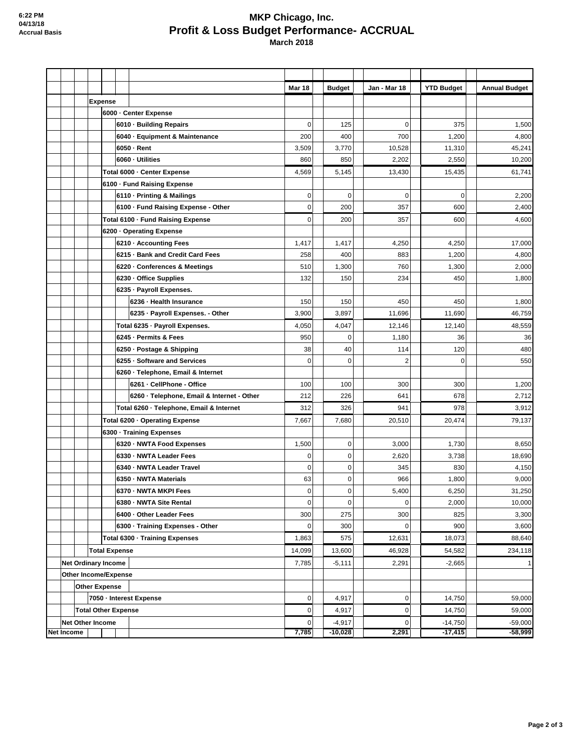6:22 PM
04/13/18
Accrual Basis

# MKP Chicago, Inc.
## Profit & Loss Budget Performance- ACCRUAL
### March 2018

| | Mar 18 | Budget | Jan - Mar 18 | YTD Budget | Annual Budget |
|---|---|---|---|---|---|
| **Expense** | | | | | |
| **6000 · Center Expense** | | | | | |
| 6010 · Building Repairs | 0 | 125 | 0 | 375 | 1,500 |
| 6040 · Equipment & Maintenance | 200 | 400 | 700 | 1,200 | 4,800 |
| 6050 · Rent | 3,509 | 3,770 | 10,528 | 11,310 | 45,241 |
| 6060 · Utilities | 860 | 850 | 2,202 | 2,550 | 10,200 |
| **Total 6000 · Center Expense** | 4,569 | 5,145 | 13,430 | 15,435 | 61,741 |
| **6100 · Fund Raising Expense** | | | | | |
| 6110 · Printing & Mailings | 0 | 0 | 0 | 0 | 2,200 |
| 6100 · Fund Raising Expense - Other | 0 | 200 | 357 | 600 | 2,400 |
| **Total 6100 · Fund Raising Expense** | 0 | 200 | 357 | 600 | 4,600 |
| **6200 · Operating Expense** | | | | | |
| 6210 · Accounting Fees | 1,417 | 1,417 | 4,250 | 4,250 | 17,000 |
| 6215 · Bank and Credit Card Fees | 258 | 400 | 883 | 1,200 | 4,800 |
| 6220 · Conferences & Meetings | 510 | 1,300 | 760 | 1,300 | 2,000 |
| 6230 · Office Supplies | 132 | 150 | 234 | 450 | 1,800 |
| 6235 · Payroll Expenses. | | | | | |
| 6236 · Health Insurance | 150 | 150 | 450 | 450 | 1,800 |
| 6235 · Payroll Expenses. - Other | 3,900 | 3,897 | 11,696 | 11,690 | 46,759 |
| **Total 6235 · Payroll Expenses.** | 4,050 | 4,047 | 12,146 | 12,140 | 48,559 |
| 6245 · Permits & Fees | 950 | 0 | 1,180 | 36 | 36 |
| 6250 · Postage & Shipping | 38 | 40 | 114 | 120 | 480 |
| 6255 · Software and Services | 0 | 0 | 2 | 0 | 550 |
| 6260 · Telephone, Email & Internet | | | | | |
| 6261 · CellPhone - Office | 100 | 100 | 300 | 300 | 1,200 |
| 6260 · Telephone, Email & Internet - Other | 212 | 226 | 641 | 678 | 2,712 |
| **Total 6260 · Telephone, Email & Internet** | 312 | 326 | 941 | 978 | 3,912 |
| **Total 6200 · Operating Expense** | 7,667 | 7,680 | 20,510 | 20,474 | 79,137 |
| **6300 · Training Expenses** | | | | | |
| 6320 · NWTA Food Expenses | 1,500 | 0 | 3,000 | 1,730 | 8,650 |
| 6330 · NWTA Leader Fees | 0 | 0 | 2,620 | 3,738 | 18,690 |
| 6340 · NWTA Leader Travel | 0 | 0 | 345 | 830 | 4,150 |
| 6350 · NWTA Materials | 63 | 0 | 966 | 1,800 | 9,000 |
| 6370 · NWTA MKPI Fees | 0 | 0 | 5,400 | 6,250 | 31,250 |
| 6380 · NWTA Site Rental | 0 | 0 | 0 | 2,000 | 10,000 |
| 6400 · Other Leader Fees | 300 | 275 | 300 | 825 | 3,300 |
| 6300 · Training Expenses - Other | 0 | 300 | 0 | 900 | 3,600 |
| **Total 6300 · Training Expenses** | 1,863 | 575 | 12,631 | 18,073 | 88,640 |
| **Total Expense** | 14,099 | 13,600 | 46,928 | 54,582 | 234,118 |
| **Net Ordinary Income** | 7,785 | -5,111 | 2,291 | -2,665 | 1 |
| **Other Income/Expense** | | | | | |
| **Other Expense** | | | | | |
| 7050 · Interest Expense | 0 | 4,917 | 0 | 14,750 | 59,000 |
| **Total Other Expense** | 0 | 4,917 | 0 | 14,750 | 59,000 |
| **Net Other Income** | 0 | -4,917 | 0 | -14,750 | -59,000 |
| **Net Income** | **7,785** | **-10,028** | **2,291** | **-17,415** | **-58,999** |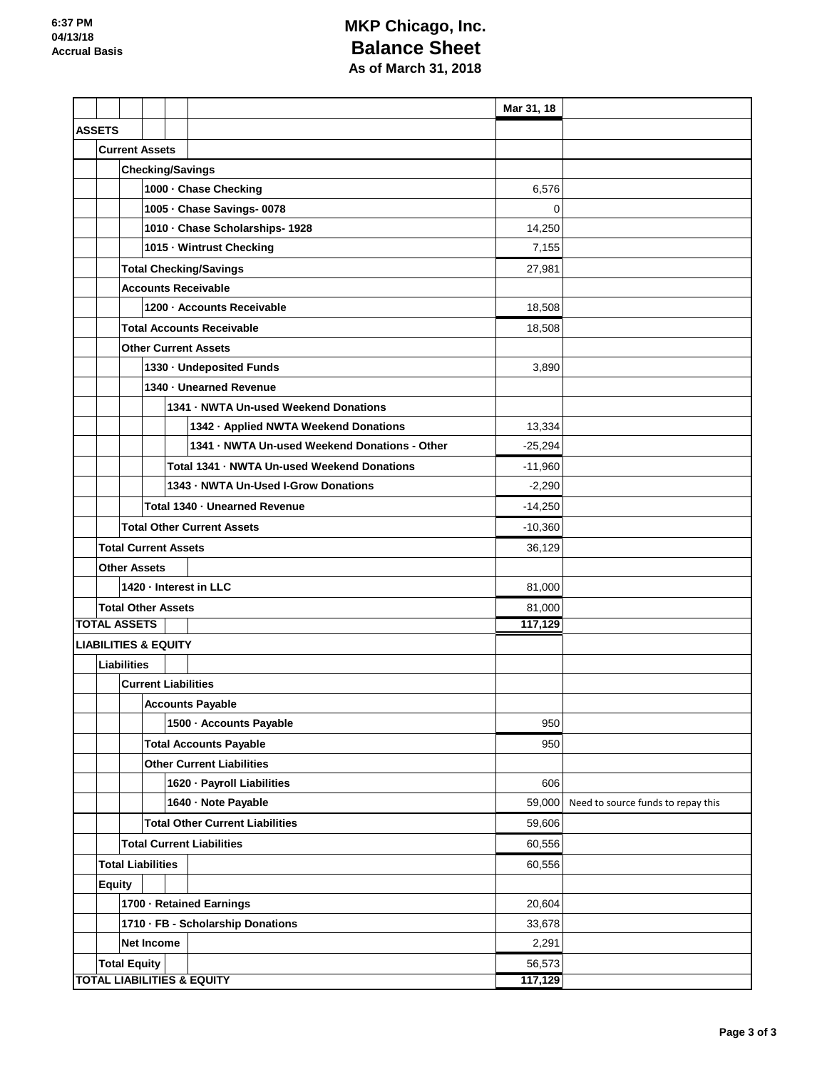6:37 PM
04/13/18
Accrual Basis

# MKP Chicago, Inc.
## Balance Sheet
### As of March 31, 2018

| | Mar 31, 18 | |
|---|---|---|
| **ASSETS** | | |
| **Current Assets** | | |
| **Checking/Savings** | | |
| 1000 · Chase Checking | 6,576 | |
| 1005 · Chase Savings- 0078 | 0 | |
| 1010 · Chase Scholarships- 1928 | 14,250 | |
| 1015 · Wintrust Checking | 7,155 | |
| **Total Checking/Savings** | 27,981 | |
| **Accounts Receivable** | | |
| 1200 · Accounts Receivable | 18,508 | |
| **Total Accounts Receivable** | 18,508 | |
| **Other Current Assets** | | |
| 1330 · Undeposited Funds | 3,890 | |
| 1340 · Unearned Revenue | | |
| 1341 · NWTA Un-used Weekend Donations | | |
| 1342 · Applied NWTA Weekend Donations | 13,334 | |
| 1341 · NWTA Un-used Weekend Donations - Other | -25,294 | |
| Total 1341 · NWTA Un-used Weekend Donations | -11,960 | |
| 1343 · NWTA Un-Used I-Grow Donations | -2,290 | |
| Total 1340 · Unearned Revenue | -14,250 | |
| **Total Other Current Assets** | -10,360 | |
| **Total Current Assets** | 36,129 | |
| **Other Assets** | | |
| 1420 · Interest in LLC | 81,000 | |
| **Total Other Assets** | 81,000 | |
| **TOTAL ASSETS** | 117,129 | |
| **LIABILITIES & EQUITY** | | |
| **Liabilities** | | |
| **Current Liabilities** | | |
| **Accounts Payable** | | |
| 1500 · Accounts Payable | 950 | |
| **Total Accounts Payable** | 950 | |
| **Other Current Liabilities** | | |
| 1620 · Payroll Liabilities | 606 | |
| 1640 · Note Payable | 59,000 | Need to source funds to repay this |
| **Total Other Current Liabilities** | 59,606 | |
| **Total Current Liabilities** | 60,556 | |
| **Total Liabilities** | 60,556 | |
| **Equity** | | |
| 1700 · Retained Earnings | 20,604 | |
| 1710 · FB - Scholarship Donations | 33,678 | |
| Net Income | 2,291 | |
| **Total Equity** | 56,573 | |
| **TOTAL LIABILITIES & EQUITY** | 117,129 | |